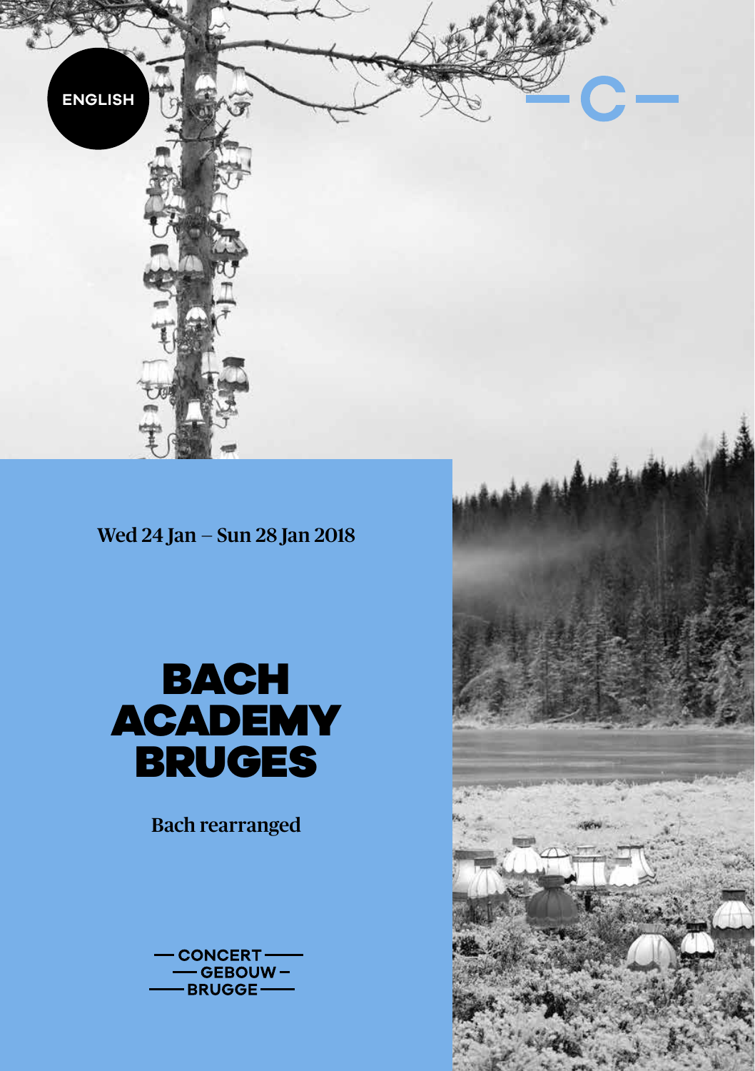ENGLISH

Wed 24 Jan – Sun 28 Jan 2018

# BACH ACADEMY BRUGES

**Bach rearranged**

CONCERT GEBOUW BRUGGE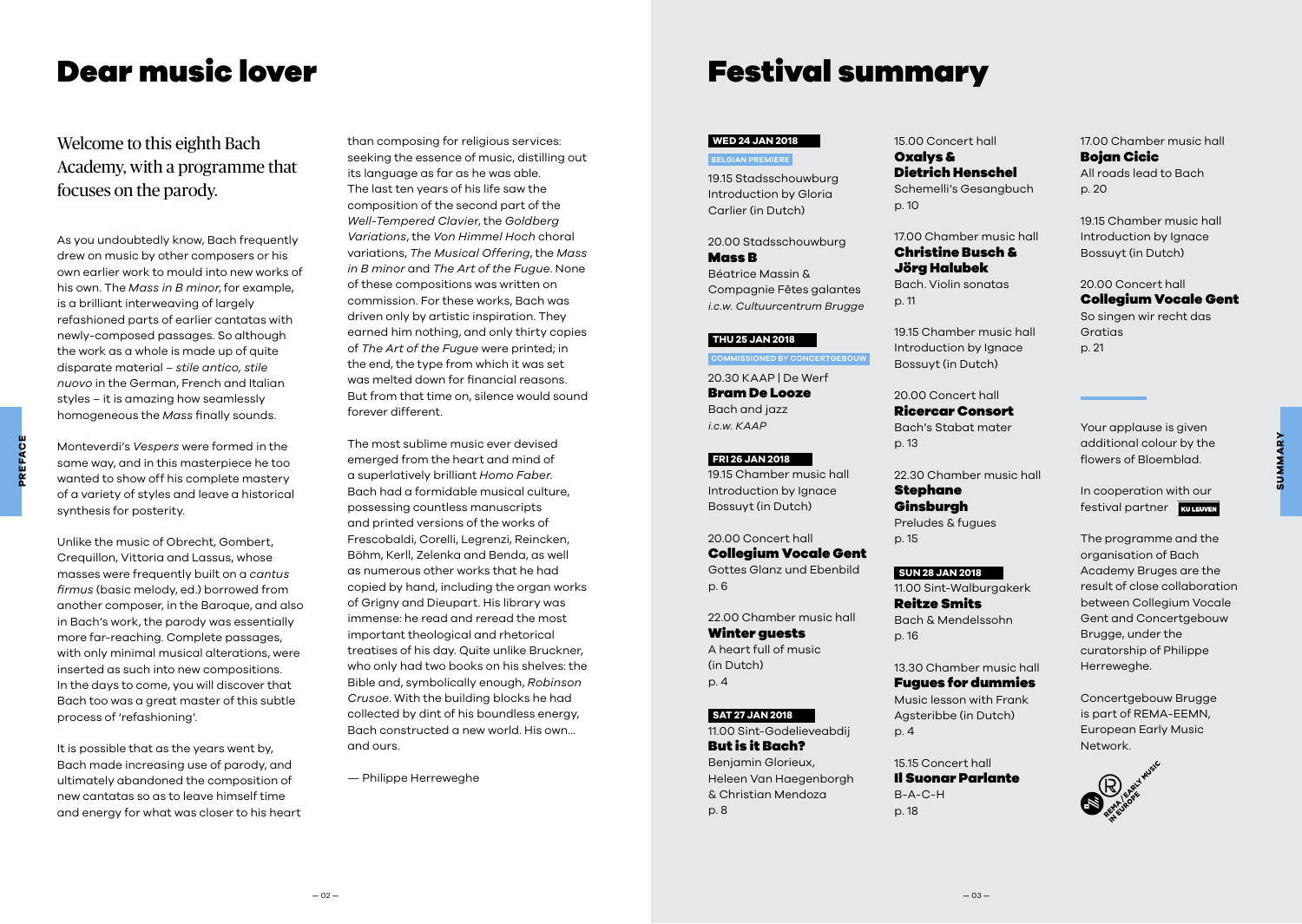# Dear music lover

Welcome to this eighth Bach Academy, with a programme that focuses on the parody.

As you undoubtedly know, Bach frequently drew on music by other composers or his own earlier work to mould into new works of his own. The *Mass in B minor*, for example, is a brilliant interweaving of largely refashioned parts of earlier cantatas with newly-composed passages. So although the work as a whole is made up of quite disparate material – *stile antico, stile nuovo* in the German, French and Italian styles – it is amazing how seamlessly homogeneous the *Mass* finally sounds.

Monteverdi's *Vespers* were formed in the same way, and in this masterpiece he too wanted to show off his complete mastery of a variety of styles and leave a historical synthesis for posterity.

Unlike the music of Obrecht, Gombert, Crequillon, Vittoria and Lassus, whose masses were frequently built on a *cantus firmus* (basic melody, ed.) borrowed from another composer, in the Baroque, and also in Bach's work, the parody was essentially more far-reaching. Complete passages, with only minimal musical alterations, were inserted as such into new compositions. In the days to come, you will discover that Bach too was a great master of this subtle process of 'refashioning'.

It is possible that as the years went by, Bach made increasing use of parody, and ultimately abandoned the composition of new cantatas so as to leave himself time and energy for what was closer to his heart than composing for religious services: seeking the essence of music, distilling out its language as far as he was able. The last ten years of his life saw the composition of the second part of the *Well-Tempered Clavier*, the *Goldberg Variations*, the *Von Himmel Hoch* choral variations, *The Musical Offering*, the *Mass in B minor* and *The Art of the Fugue*. None of these compositions was written on commission. For these works, Bach was driven only by artistic inspiration. They earned him nothing, and only thirty copies of *The Art of the Fugue* were printed; in the end, the type from which it was set was melted down for financial reasons. But from that time on, silence would sound forever different.

The most sublime music ever devised emerged from the heart and mind of a superlatively brilliant *Homo Faber*. Bach had a formidable musical culture, possessing countless manuscripts and printed versions of the works of Frescobaldi, Corelli, Legrenzi, Reincken, Böhm, Kerll, Zelenka and Benda, as well as numerous other works that he had copied by hand, including the organ works of Grigny and Dieupart. His library was immense: he read and reread the most important theological and rhetorical treatises of his day. Quite unlike Bruckner, who only had two books on his shelves: the Bible and, symbolically enough, *Robinson Crusoe*. With the building blocks he had collected by dint of his boundless energy, Bach constructed a new world. His own… and ours.

— Philippe Herreweghe

# Festival summary

**WED 24 JAN 2018**

BELGIAN PREMIERE

19.15 Stadsschouwburg
Introduction by Gloria Carlier (in Dutch)

20.00 Stadsschouwburg
**Mass B**
Béatrice Massin & Compagnie Fêtes galantes
*i.c.w. Cultuurcentrum Brugge*

**THU 25 JAN 2018**

COMMISSIONED BY CONCERTGEBOUW

20.30 KAAP | De Werf
**Bram De Looze**
Bach and jazz
*i.c.w. KAAP*

**FRI 26 JAN 2018**

19.15 Chamber music hall
Introduction by Ignace Bossuyt (in Dutch)

20.00 Concert hall
**Collegium Vocale Gent**
Gottes Glanz und Ebenbild
p. 6

22.00 Chamber music hall
**Winter guests**
A heart full of music (in Dutch)
p. 4

**SAT 27 JAN 2018**

11.00 Sint-Godelieveabdij
**But is it Bach?**
Benjamin Glorieux, Heleen Van Haegenborgh & Christian Mendoza
p. 8

15.00 Concert hall
**Oxalys & Dietrich Henschel**
Schemelli's Gesangbuch
p. 10

17.00 Chamber music hall
**Christine Busch & Jörg Halubek**
Bach. Violin sonatas
p. 11

19.15 Chamber music hall
Introduction by Ignace Bossuyt (in Dutch)

20.00 Concert hall
**Ricercar Consort**
Bach's Stabat mater
p. 13

22.30 Chamber music hall
**Stephane Ginsburgh**
Preludes & fugues
p. 15

**SUN 28 JAN 2018**

11.00 Sint-Walburgakerk
**Reitze Smits**
Bach & Mendelssohn
p. 16

13.30 Chamber music hall
**Fugues for dummies**
Music lesson with Frank Agsteribbe (in Dutch)
p. 4

15.15 Concert hall
**Il Suonar Parlante**
B-A-C-H
p. 18

17.00 Chamber music hall
**Bojan Cicic**
All roads lead to Bach
p. 20

19.15 Chamber music hall
Introduction by Ignace Bossuyt (in Dutch)

20.00 Concert hall
**Collegium Vocale Gent**
So singen wir recht das Gratias
p. 21

Your applause is given additional colour by the flowers of Bloemblad.

In cooperation with our festival partner KU LEUVEN

The programme and the organisation of Bach Academy Bruges are the result of close collaboration between Collegium Vocale Gent and Concertgebouw Brugge, under the curatorship of Philippe Herreweghe.

Concertgebouw Brugge is part of REMA-EEMN, European Early Music Network.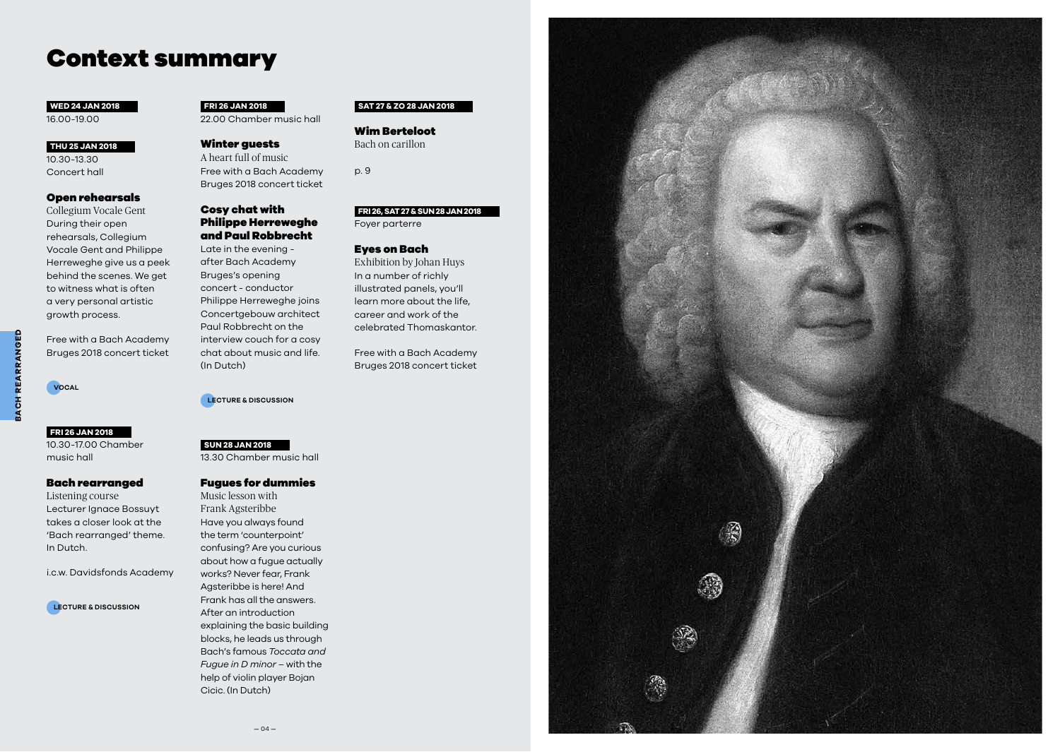# Context summary

**WED 24 JAN 2018**
16.00-19.00

**THU 25 JAN 2018**
10.30-13.30
Concert hall

### Open rehearsals

Collegium Vocale Gent

During their open rehearsals, Collegium Vocale Gent and Philippe Herreweghe give us a peek behind the scenes. We get to witness what is often a very personal artistic growth process.

Free with a Bach Academy Bruges 2018 concert ticket

VOCAL

**FRI 26 JAN 2018**
10.30-17.00 Chamber music hall

### Bach rearranged

Listening course

Lecturer Ignace Bossuyt takes a closer look at the 'Bach rearranged' theme. In Dutch.

i.c.w. Davidsfonds Academy

LECTURE & DISCUSSION

**FRI 26 JAN 2018**
22.00 Chamber music hall

### Winter guests

A heart full of music

Free with a Bach Academy Bruges 2018 concert ticket

### Cosy chat with Philippe Herreweghe and Paul Robbrecht

Late in the evening - after Bach Academy Bruges's opening concert - conductor Philippe Herreweghe joins Concertgebouw architect Paul Robbrecht on the interview couch for a cosy chat about music and life. (In Dutch)

LECTURE & DISCUSSION

**SUN 28 JAN 2018**
13.30 Chamber music hall

### Fugues for dummies

Music lesson with Frank Agsteribbe

Have you always found the term 'counterpoint' confusing? Are you curious about how a fugue actually works? Never fear, Frank Agsteribbe is here! And Frank has all the answers. After an introduction explaining the basic building blocks, he leads us through Bach's famous *Toccata and Fugue in D minor* – with the help of violin player Bojan Cicic. (In Dutch)

**SAT 27 & ZO 28 JAN 2018**

### Wim Berteloot

Bach on carillon

p. 9

**FRI 26, SAT 27 & SUN 28 JAN 2018**
Foyer parterre

### Eyes on Bach

Exhibition by Johan Huys

In a number of richly illustrated panels, you'll learn more about the life, career and work of the celebrated Thomaskantor.

Free with a Bach Academy Bruges 2018 concert ticket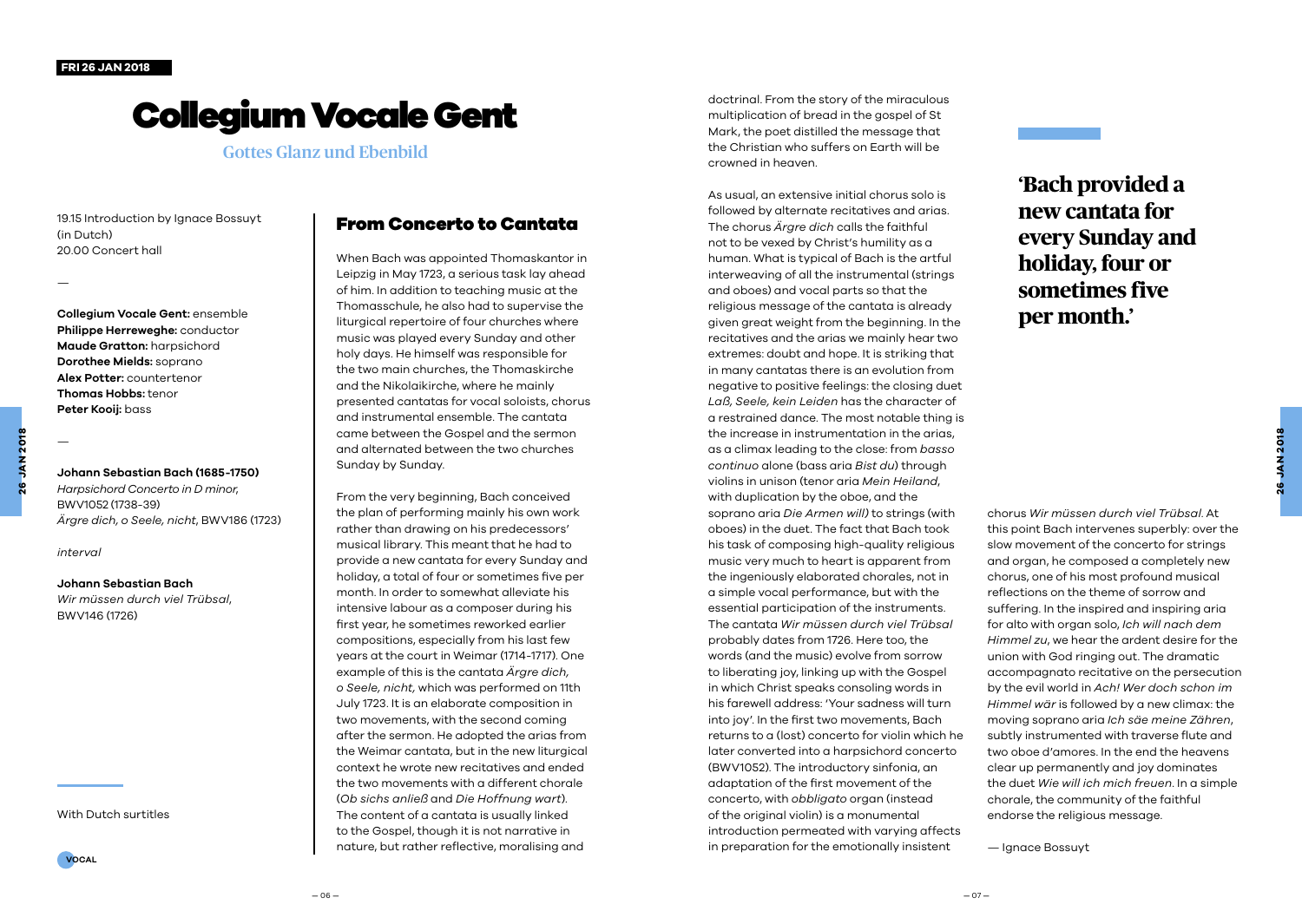# Collegium Vocale Gent

## Gottes Glanz und Ebenbild

19.15 Introduction by Ignace Bossuyt (in Dutch)
20.00 Concert hall

—

**Collegium Vocale Gent:** ensemble
**Philippe Herreweghe:** conductor
**Maude Gratton:** harpsichord
**Dorothee Mields:** soprano
**Alex Potter:** countertenor
**Thomas Hobbs:** tenor
**Peter Kooij:** bass

—

**Johann Sebastian Bach (1685-1750)**
*Harpsichord Concerto in D minor*, BWV1052 (1738-39)
*Ärgre dich, o Seele, nicht*, BWV186 (1723)

*interval*

**Johann Sebastian Bach**
*Wir müssen durch viel Trübsal*, BWV146 (1726)

With Dutch surtitles

## From Concerto to Cantata

When Bach was appointed Thomaskantor in Leipzig in May 1723, a serious task lay ahead of him. In addition to teaching music at the Thomasschule, he also had to supervise the liturgical repertoire of four churches where music was played every Sunday and other holy days. He himself was responsible for the two main churches, the Thomaskirche and the Nikolaikirche, where he mainly presented cantatas for vocal soloists, chorus and instrumental ensemble. The cantata came between the Gospel and the sermon and alternated between the two churches Sunday by Sunday.

From the very beginning, Bach conceived the plan of performing mainly his own work rather than drawing on his predecessors' musical library. This meant that he had to provide a new cantata for every Sunday and holiday, a total of four or sometimes five per month. In order to somewhat alleviate his intensive labour as a composer during his first year, he sometimes reworked earlier compositions, especially from his last few years at the court in Weimar (1714-1717). One example of this is the cantata *Ärgre dich, o Seele, nicht,* which was performed on 11th July 1723. It is an elaborate composition in two movements, with the second coming after the sermon. He adopted the arias from the Weimar cantata, but in the new liturgical context he wrote new recitatives and ended the two movements with a different chorale (*Ob sichs anließ* and *Die Hoffnung wart*). The content of a cantata is usually linked to the Gospel, though it is not narrative in nature, but rather reflective, moralising and doctrinal. From the story of the miraculous multiplication of bread in the gospel of St Mark, the poet distilled the message that the Christian who suffers on Earth will be crowned in heaven.

As usual, an extensive initial chorus solo is followed by alternate recitatives and arias. The chorus *Ärgre dich* calls the faithful not to be vexed by Christ's humility as a human. What is typical of Bach is the artful interweaving of all the instrumental (strings and oboes) and vocal parts so that the religious message of the cantata is already given great weight from the beginning. In the recitatives and the arias we mainly hear two extremes: doubt and hope. It is striking that in many cantatas there is an evolution from negative to positive feelings: the closing duet *Laß, Seele, kein Leiden* has the character of a restrained dance. The most notable thing is the increase in instrumentation in the arias, as a climax leading to the close: from *basso continuo* alone (bass aria *Bist du*) through violins in unison (tenor aria *Mein Heiland*, with duplication by the oboe, and the soprano aria *Die Armen will)* to strings (with oboes) in the duet. The fact that Bach took his task of composing high-quality religious music very much to heart is apparent from the ingeniously elaborated chorales, not in a simple vocal performance, but with the essential participation of the instruments. The cantata *Wir müssen durch viel Trübsal* probably dates from 1726. Here too, the words (and the music) evolve from sorrow to liberating joy, linking up with the Gospel in which Christ speaks consoling words in his farewell address: 'Your sadness will turn into joy'. In the first two movements, Bach returns to a (lost) concerto for violin which he later converted into a harpsichord concerto (BWV1052). The introductory sinfonia, an adaptation of the first movement of the concerto, with *obbligato* organ (instead of the original violin) is a monumental introduction permeated with varying affects in preparation for the emotionally insistent chorus *Wir müssen durch viel Trübsal*. At this point Bach intervenes superbly: over the slow movement of the concerto for strings and organ, he composed a completely new chorus, one of his most profound musical reflections on the theme of sorrow and suffering. In the inspired and inspiring aria for alto with organ solo, *Ich will nach dem Himmel zu*, we hear the ardent desire for the union with God ringing out. The dramatic accompagnato recitative on the persecution by the evil world in *Ach! Wer doch schon im Himmel wär* is followed by a new climax: the moving soprano aria *Ich säe meine Zähren*, subtly instrumented with traverse flute and two oboe d'amores. In the end the heavens clear up permanently and joy dominates the duet *Wie will ich mich freuen*. In a simple chorale, the community of the faithful endorse the religious message.

> **'Bach provided a new cantata for every Sunday and holiday, four or sometimes five per month.'**

— Ignace Bossuyt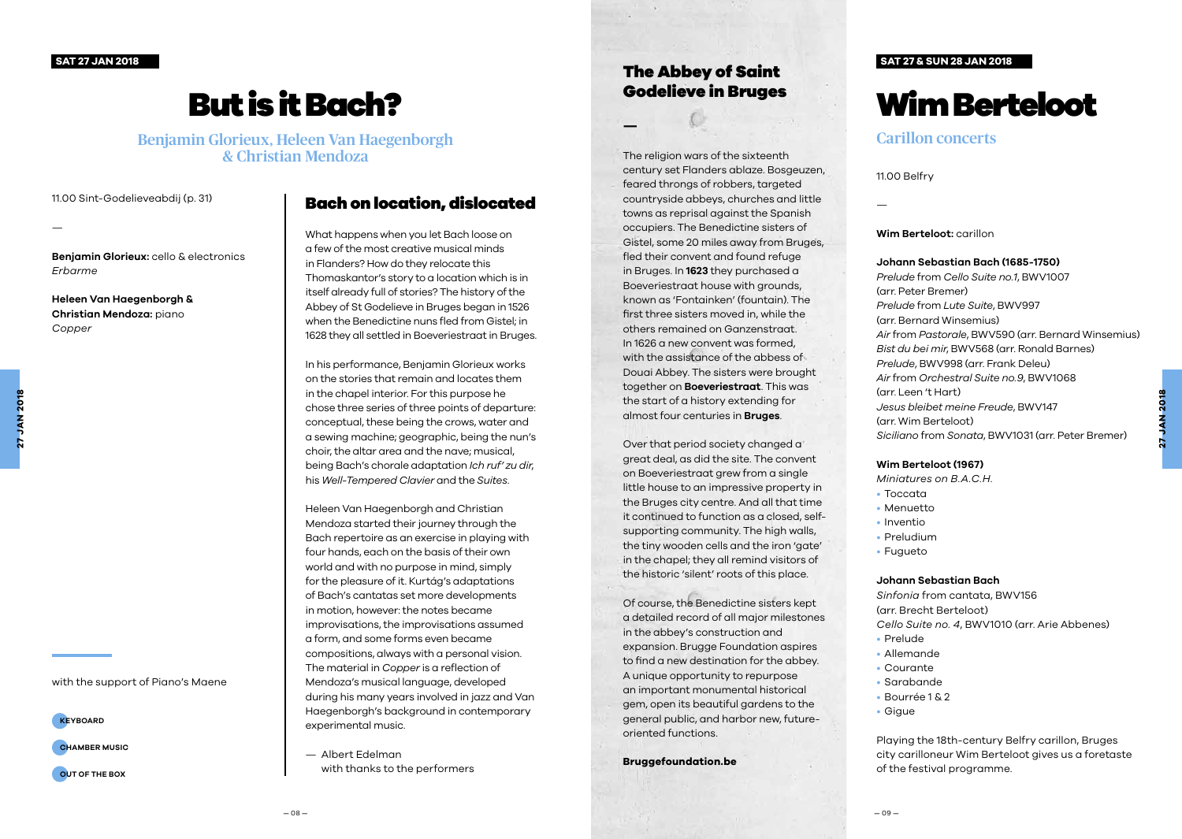SAT 27 JAN 2018

# But is it Bach?

## Benjamin Glorieux, Heleen Van Haegenborgh & Christian Mendoza

11.00 Sint-Godelieveabdij (p. 31)

—

**Benjamin Glorieux:** cello & electronics
*Erbarme*

**Heleen Van Haegenborgh & Christian Mendoza:** piano
*Copper*

with the support of Piano's Maene

KEYBOARD

CHAMBER MUSIC

OUT OF THE BOX

### Bach on location, dislocated

What happens when you let Bach loose on a few of the most creative musical minds in Flanders? How do they relocate this Thomaskantor's story to a location which is in itself already full of stories? The history of the Abbey of St Godelieve in Bruges began in 1526 when the Benedictine nuns fled from Gistel; in 1628 they all settled in Boeveriestraat in Bruges.

In his performance, Benjamin Glorieux works on the stories that remain and locates them in the chapel interior. For this purpose he chose three series of three points of departure: conceptual, these being the crows, water and a sewing machine; geographic, being the nun's choir, the altar area and the nave; musical, being Bach's chorale adaptation *Ich ruf' zu dir*, his *Well-Tempered Clavier* and the *Suites*.

Heleen Van Haegenborgh and Christian Mendoza started their journey through the Bach repertoire as an exercise in playing with four hands, each on the basis of their own world and with no purpose in mind, simply for the pleasure of it. Kurtág's adaptations of Bach's cantatas set more developments in motion, however: the notes became improvisations, the improvisations assumed a form, and some forms even became compositions, always with a personal vision. The material in *Copper* is a reflection of Mendoza's musical language, developed during his many years involved in jazz and Van Haegenborgh's background in contemporary experimental music.

— Albert Edelman
with thanks to the performers

### The Abbey of Saint Godelieve in Bruges

—

The religion wars of the sixteenth century set Flanders ablaze. Bosgeuzen, feared throngs of robbers, targeted countryside abbeys, churches and little towns as reprisal against the Spanish occupiers. The Benedictine sisters of Gistel, some 20 miles away from Bruges, fled their convent and found refuge in Bruges. In **1623** they purchased a Boeveriestraat house with grounds, known as 'Fontainken' (fountain). The first three sisters moved in, while the others remained on Ganzenstraat. In 1626 a new convent was formed, with the assistance of the abbess of Douai Abbey. The sisters were brought together on **Boeveriestraat**. This was the start of a history extending for almost four centuries in **Bruges**.

Over that period society changed a great deal, as did the site. The convent on Boeveriestraat grew from a single little house to an impressive property in the Bruges city centre. And all that time it continued to function as a closed, self-supporting community. The high walls, the tiny wooden cells and the iron 'gate' in the chapel; they all remind visitors of the historic 'silent' roots of this place.

Of course, the Benedictine sisters kept a detailed record of all major milestones in the abbey's construction and expansion. Brugge Foundation aspires to find a new destination for the abbey. A unique opportunity to repurpose an important monumental historical gem, open its beautiful gardens to the general public, and harbor new, future-oriented functions.

**Bruggefoundation.be**

SAT 27 & SUN 28 JAN 2018

# Wim Berteloot

## Carillon concerts

11.00 Belfry

—

**Wim Berteloot:** carillon

**Johann Sebastian Bach (1685-1750)**
*Prelude* from *Cello Suite no.1*, BWV1007
(arr. Peter Bremer)
*Prelude* from *Lute Suite*, BWV997
(arr. Bernard Winsemius)
*Air* from *Pastorale*, BWV590 (arr. Bernard Winsemius)
*Bist du bei mir*, BWV568 (arr. Ronald Barnes)
*Prelude*, BWV998 (arr. Frank Deleu)
*Air* from *Orchestral Suite no.9*, BWV1068
(arr. Leen 't Hart)
*Jesus bleibet meine Freude*, BWV147
(arr. Wim Berteloot)
*Siciliano* from *Sonata*, BWV1031 (arr. Peter Bremer)

**Wim Berteloot (1967)**
*Miniatures on B.A.C.H.*
- Toccata
- Menuetto
- Inventio
- Preludium
- Fugueto

**Johann Sebastian Bach**
*Sinfonia* from cantata, BWV156
(arr. Brecht Berteloot)
*Cello Suite no. 4*, BWV1010 (arr. Arie Abbenes)
- Prelude
- Allemande
- Courante
- Sarabande
- Bourrée 1 & 2
- Gigue

Playing the 18th-century Belfry carillon, Bruges city carilloneur Wim Berteloot gives us a foretaste of the festival programme.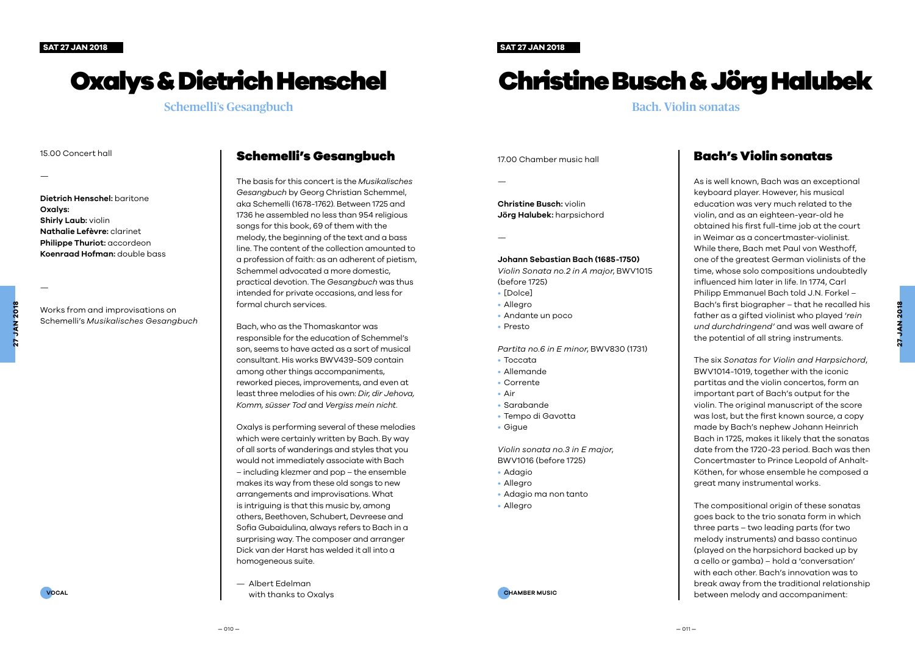SAT 27 JAN 2018

# Oxalys & Dietrich Henschel

## Schemelli's Gesangbuch

15.00 Concert hall

—

**Dietrich Henschel:** baritone
**Oxalys:**
**Shirly Laub:** violin
**Nathalie Lefèvre:** clarinet
**Philippe Thuriot:** accordeon
**Koenraad Hofman:** double bass

—

Works from and improvisations on Schemelli's *Musikalisches Gesangbuch*

### Schemelli's Gesangbuch

The basis for this concert is the *Musikalisches Gesangbuch* by Georg Christian Schemmel, aka Schemelli (1678-1762). Between 1725 and 1736 he assembled no less than 954 religious songs for this book, 69 of them with the melody, the beginning of the text and a bass line. The content of the collection amounted to a profession of faith: as an adherent of pietism, Schemmel advocated a more domestic, practical devotion. The *Gesangbuch* was thus intended for private occasions, and less for formal church services.

Bach, who as the Thomaskantor was responsible for the education of Schemmel's son, seems to have acted as a sort of musical consultant. His works BWV439-509 contain among other things accompaniments, reworked pieces, improvements, and even at least three melodies of his own: *Dir, dir Jehova, Komm, süsser Tod* and *Vergiss mein nicht.*

Oxalys is performing several of these melodies which were certainly written by Bach. By way of all sorts of wanderings and styles that you would not immediately associate with Bach – including klezmer and pop – the ensemble makes its way from these old songs to new arrangements and improvisations. What is intriguing is that this music by, among others, Beethoven, Schubert, Devreese and Sofia Gubaidulina, always refers to Bach in a surprising way. The composer and arranger Dick van der Harst has welded it all into a homogeneous suite.

— Albert Edelman
with thanks to Oxalys

VOCAL

SAT 27 JAN 2018

# Christine Busch & Jörg Halubek

## Bach. Violin sonatas

17.00 Chamber music hall

—

**Christine Busch:** violin
**Jörg Halubek:** harpsichord

—

**Johann Sebastian Bach (1685-1750)**
*Violin Sonata no.2 in A major*, BWV1015 (before 1725)

- [Dolce]
- Allegro
- Andante un poco
- Presto

*Partita no.6 in E minor*, BWV830 (1731)

- Toccata
- Allemande
- Corrente
- Air
- Sarabande
- Tempo di Gavotta
- Gigue

*Violin sonata no.3 in E major*, BWV1016 (before 1725)

- Adagio
- Allegro
- Adagio ma non tanto
- Allegro

### Bach's Violin sonatas

As is well known, Bach was an exceptional keyboard player. However, his musical education was very much related to the violin, and as an eighteen-year-old he obtained his first full-time job at the court in Weimar as a concertmaster-violinist. While there, Bach met Paul von Westhoff, one of the greatest German violinists of the time, whose solo compositions undoubtedly influenced him later in life. In 1774, Carl Philipp Emmanuel Bach told J.N. Forkel – Bach's first biographer – that he recalled his father as a gifted violinist who played '*rein und durchdringend*' and was well aware of the potential of all string instruments.

The six *Sonatas for Violin and Harpsichord*, BWV1014-1019, together with the iconic partitas and the violin concertos, form an important part of Bach's output for the violin. The original manuscript of the score was lost, but the first known source, a copy made by Bach's nephew Johann Heinrich Bach in 1725, makes it likely that the sonatas date from the 1720-23 period. Bach was then Concertmaster to Prince Leopold of Anhalt-Köthen, for whose ensemble he composed a great many instrumental works.

The compositional origin of these sonatas goes back to the trio sonata form in which three parts – two leading parts (for two melody instruments) and basso continuo (played on the harpsichord backed up by a cello or gamba) – hold a 'conversation' with each other. Bach's innovation was to break away from the traditional relationship between melody and accompaniment:

CHAMBER MUSIC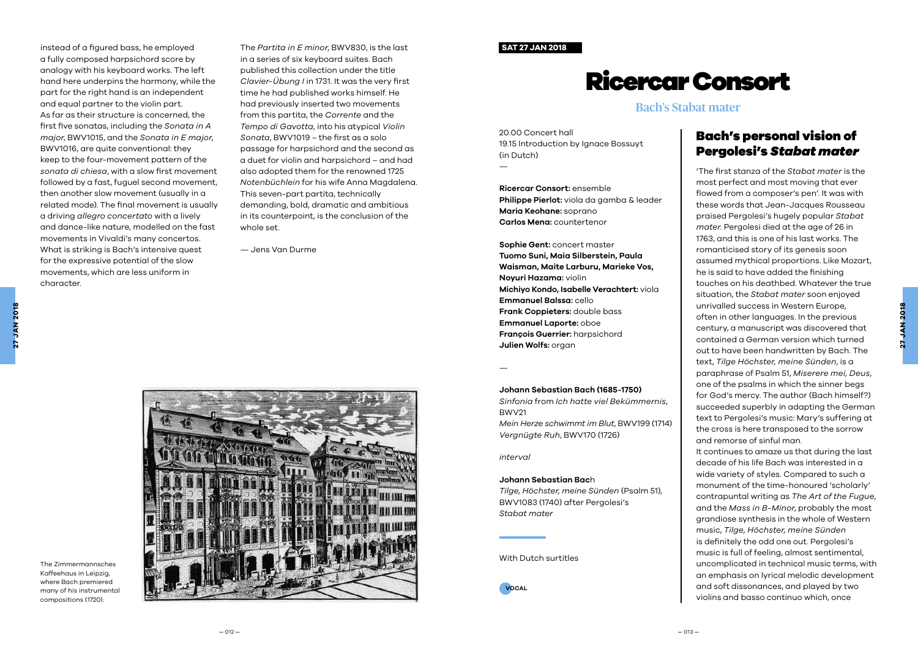instead of a figured bass, he employed a fully composed harpsichord score by analogy with his keyboard works. The left hand here underpins the harmony, while the part for the right hand is an independent and equal partner to the violin part. As far as their structure is concerned, the first five sonatas, including the *Sonata in A major*, BWV1015, and the *Sonata in E major*, BWV1016, are quite conventional: they keep to the four-movement pattern of the *sonata di chiesa*, with a slow first movement followed by a fast, fuguel second movement, then another slow movement (usually in a related mode). The final movement is usually a driving *allegro concertato* with a lively and dance-like nature, modelled on the fast movements in Vivaldi's many concertos. What is striking is Bach's intensive quest for the expressive potential of the slow movements, which are less uniform in character.

The *Partita in E minor*, BWV830, is the last in a series of six keyboard suites. Bach published this collection under the title *Clavier-Übung I* in 1731. It was the very first time he had published works himself. He had previously inserted two movements from this partita, the *Corrente* and the *Tempo di Gavotta*, into his atypical *Violin Sonata*, BWV1019 – the first as a solo passage for harpsichord and the second as a duet for violin and harpsichord – and had also adopted them for the renowned 1725 *Notenbüchlein* for his wife Anna Magdalena. This seven-part partita, technically demanding, bold, dramatic and ambitious in its counterpoint, is the conclusion of the whole set.

— Jens Van Durme

The Zimmermannsches Kaffeehaus in Leipzig, where Bach premiered many of his instrumental compositions (1720).

**SAT 27 JAN 2018**

# Ricercar Consort

## Bach's Stabat mater

20.00 Concert hall
19.15 Introduction by Ignace Bossuyt (in Dutch)

—

**Ricercar Consort:** ensemble
**Philippe Pierlot:** viola da gamba & leader
**Maria Keohane:** soprano
**Carlos Mena:** countertenor

**Sophie Gent:** concert master
**Tuomo Suni, Maia Silberstein, Paula Waisman, Maite Larburu, Marieke Vos, Noyuri Hazama:** violin
**Michiyo Kondo, Isabelle Verachtert:** viola
**Emmanuel Balssa:** cello
**Frank Coppieters:** double bass
**Emmanuel Laporte:** oboe
**François Guerrier:** harpsichord
**Julien Wolfs:** organ

—

**Johann Sebastian Bach (1685-1750)**
*Sinfonia* from *Ich hatte viel Bekümmernis*, BWV21
*Mein Herze schwimmt im Blut*, BWV199 (1714)
*Vergnügte Ruh*, BWV170 (1726)

*interval*

**Johann Sebastian Bach**
*Tilge, Höchster, meine Sünden* (Psalm 51), BWV1083 (1740) after Pergolesi's *Stabat mater*

With Dutch surtitles

VOCAL

## Bach's personal vision of Pergolesi's *Stabat mater*

'The first stanza of the *Stabat mater* is the most perfect and most moving that ever flowed from a composer's pen'. It was with these words that Jean-Jacques Rousseau praised Pergolesi's hugely popular *Stabat mater*. Pergolesi died at the age of 26 in 1763, and this is one of his last works. The romanticised story of its genesis soon assumed mythical proportions. Like Mozart, he is said to have added the finishing touches on his deathbed. Whatever the true situation, the *Stabat mater* soon enjoyed unrivalled success in Western Europe, often in other languages. In the previous century, a manuscript was discovered that contained a German version which turned out to have been handwritten by Bach. The text, *Tilge Höchster, meine Sünden*, is a paraphrase of Psalm 51, *Miserere mei, Deus*, one of the psalms in which the sinner begs for God's mercy. The author (Bach himself?) succeeded superbly in adapting the German text to Pergolesi's music: Mary's suffering at the cross is here transposed to the sorrow and remorse of sinful man.

It continues to amaze us that during the last decade of his life Bach was interested in a wide variety of styles. Compared to such a monument of the time-honoured 'scholarly' contrapuntal writing as *The Art of the Fugue*, and the *Mass in B-Minor*, probably the most grandiose synthesis in the whole of Western music, *Tilge, Höchster, meine Sünden* is definitely the odd one out. Pergolesi's music is full of feeling, almost sentimental, uncomplicated in technical music terms, with an emphasis on lyrical melodic development and soft dissonances, and played by two violins and basso continuo which, once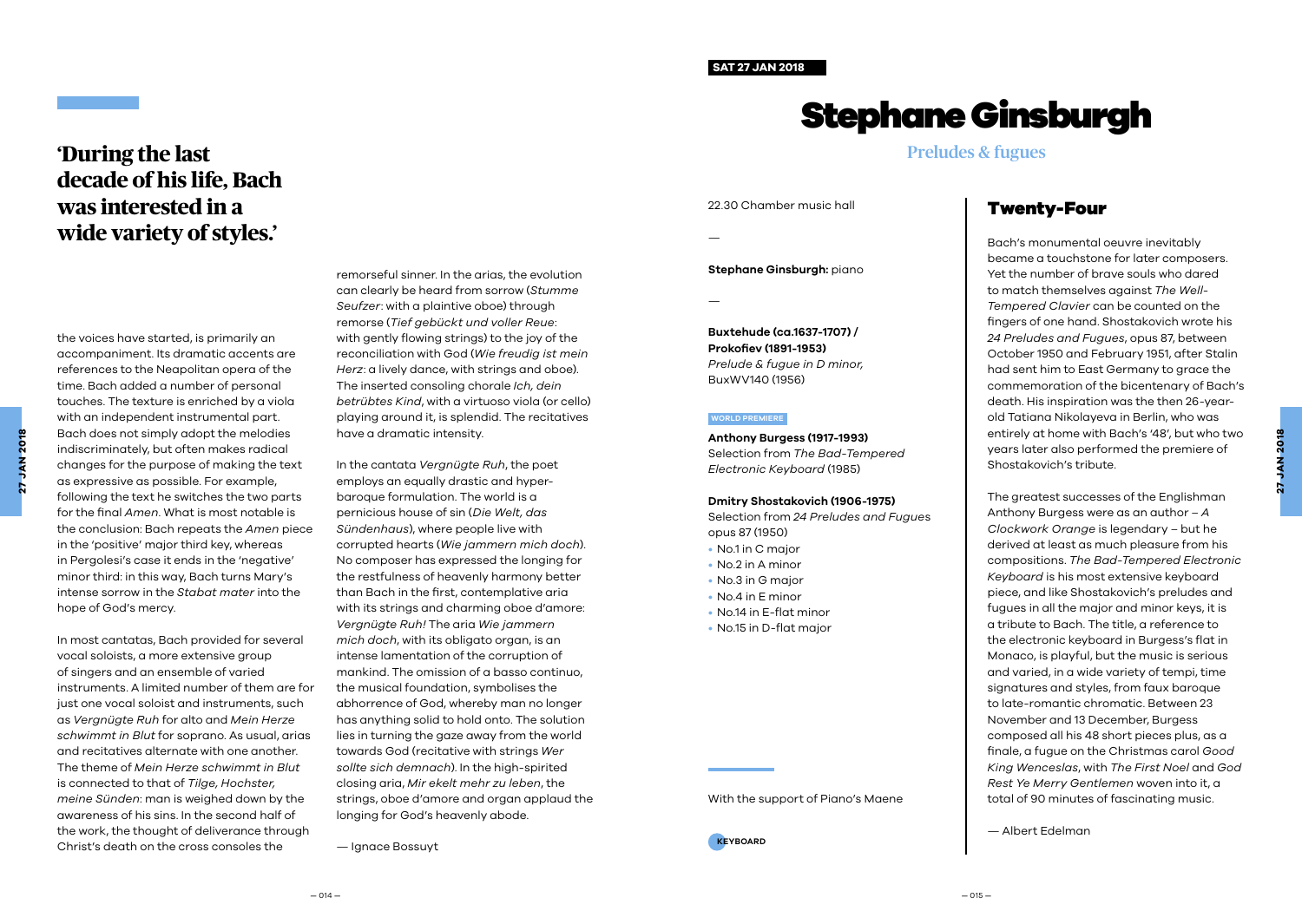## 'During the last decade of his life, Bach was interested in a wide variety of styles.'

the voices have started, is primarily an accompaniment. Its dramatic accents are references to the Neapolitan opera of the time. Bach added a number of personal touches. The texture is enriched by a viola with an independent instrumental part. Bach does not simply adopt the melodies indiscriminately, but often makes radical changes for the purpose of making the text as expressive as possible. For example, following the text he switches the two parts for the final *Amen*. What is most notable is the conclusion: Bach repeats the *Amen* piece in the 'positive' major third key, whereas in Pergolesi's case it ends in the 'negative' minor third: in this way, Bach turns Mary's intense sorrow in the *Stabat mater* into the hope of God's mercy.

In most cantatas, Bach provided for several vocal soloists, a more extensive group of singers and an ensemble of varied instruments. A limited number of them are for just one vocal soloist and instruments, such as *Vergnügte Ruh* for alto and *Mein Herze schwimmt in Blut* for soprano. As usual, arias and recitatives alternate with one another. The theme of *Mein Herze schwimmt in Blut* is connected to that of *Tilge, Hochster, meine Sünden*: man is weighed down by the awareness of his sins. In the second half of the work, the thought of deliverance through Christ's death on the cross consoles the remorseful sinner. In the arias, the evolution can clearly be heard from sorrow (*Stumme Seufzer*: with a plaintive oboe) through remorse (*Tief gebückt und voller Reue*: with gently flowing strings) to the joy of the reconciliation with God (*Wie freudig ist mein Herz*: a lively dance, with strings and oboe). The inserted consoling chorale *Ich, dein betrübtes Kind*, with a virtuoso viola (or cello) playing around it, is splendid. The recitatives have a dramatic intensity.

In the cantata *Vergnügte Ruh*, the poet employs an equally drastic and hyper-baroque formulation. The world is a pernicious house of sin (*Die Welt, das Sündenhaus*), where people live with corrupted hearts (*Wie jammern mich doch*). No composer has expressed the longing for the restfulness of heavenly harmony better than Bach in the first, contemplative aria with its strings and charming oboe d'amore: *Vergnügte Ruh!* The aria *Wie jammern mich doch*, with its obligato organ, is an intense lamentation of the corruption of mankind. The omission of a basso continuo, the musical foundation, symbolises the abhorrence of God, whereby man no longer has anything solid to hold onto. The solution lies in turning the gaze away from the world towards God (recitative with strings *Wer sollte sich demnach*). In the high-spirited closing aria, *Mir ekelt mehr zu leben*, the strings, oboe d'amore and organ applaud the longing for God's heavenly abode.

— Ignace Bossuyt

**SAT 27 JAN 2018**

# Stephane Ginsburgh

### Preludes & fugues

22.30 Chamber music hall

—

**Stephane Ginsburgh:** piano

—

**Buxtehude (ca.1637-1707) / Prokofiev (1891-1953)**
*Prelude & fugue in D minor,* BuxWV140 (1956)

WORLD PREMIERE

**Anthony Burgess (1917-1993)**
Selection from *The Bad-Tempered Electronic Keyboard* (1985)

**Dmitry Shostakovich (1906-1975)**
Selection from *24 Preludes and Fugues* opus 87 (1950)

- No.1 in C major
- No.2 in A minor
- No.3 in G major
- No.4 in E minor
- No.14 in E-flat minor
- No.15 in D-flat major

With the support of Piano's Maene

KEYBOARD

## Twenty-Four

Bach's monumental oeuvre inevitably became a touchstone for later composers. Yet the number of brave souls who dared to match themselves against *The Well-Tempered Clavier* can be counted on the fingers of one hand. Shostakovich wrote his *24 Preludes and Fugues*, opus 87, between October 1950 and February 1951, after Stalin had sent him to East Germany to grace the commemoration of the bicentenary of Bach's death. His inspiration was the then 26-year-old Tatiana Nikolayeva in Berlin, who was entirely at home with Bach's '48', but who two years later also performed the premiere of Shostakovich's tribute.

The greatest successes of the Englishman Anthony Burgess were as an author – *A Clockwork Orange* is legendary – but he derived at least as much pleasure from his compositions. *The Bad-Tempered Electronic Keyboard* is his most extensive keyboard piece, and like Shostakovich's preludes and fugues in all the major and minor keys, it is a tribute to Bach. The title, a reference to the electronic keyboard in Burgess's flat in Monaco, is playful, but the music is serious and varied, in a wide variety of tempi, time signatures and styles, from faux baroque to late-romantic chromatic. Between 23 November and 13 December, Burgess composed all his 48 short pieces plus, as a finale, a fugue on the Christmas carol *Good King Wenceslas*, with *The First Noel* and *God Rest Ye Merry Gentlemen* woven into it, a total of 90 minutes of fascinating music.

— Albert Edelman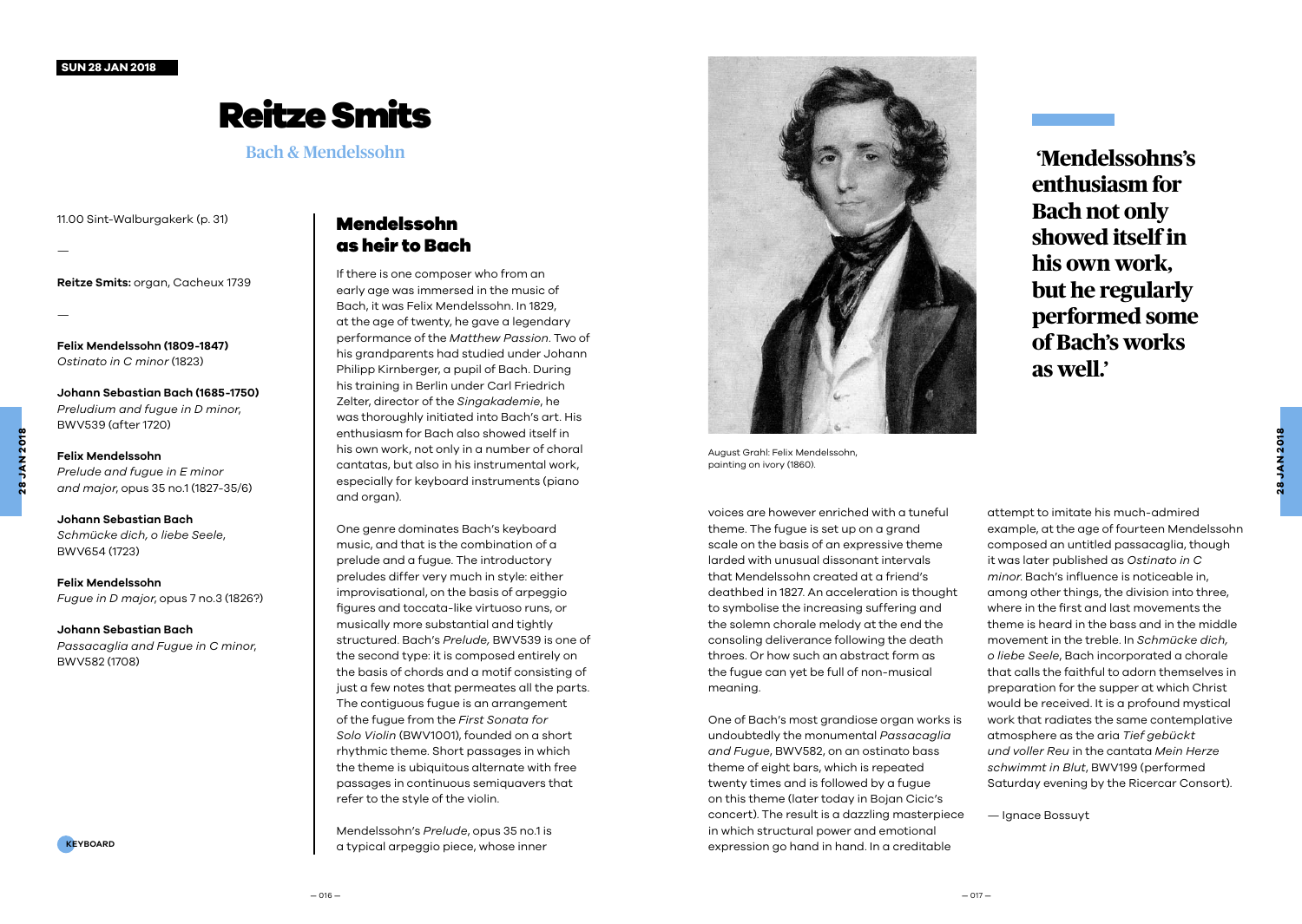# Reitze Smits

## Bach & Mendelssohn

11.00 Sint-Walburgakerk (p. 31)

—

**Reitze Smits:** organ, Cacheux 1739

—

**Felix Mendelssohn (1809-1847)**
*Ostinato in C minor* (1823)

**Johann Sebastian Bach (1685-1750)**
*Preludium and fugue in D minor*, BWV539 (after 1720)

**Felix Mendelssohn**
*Prelude and fugue in E minor and major*, opus 35 no.1 (1827-35/6)

**Johann Sebastian Bach**
*Schmücke dich, o liebe Seele*, BWV654 (1723)

**Felix Mendelssohn**
*Fugue in D major*, opus 7 no.3 (1826?)

**Johann Sebastian Bach**
*Passacaglia and Fugue in C minor*, BWV582 (1708)

## Mendelssohn as heir to Bach

If there is one composer who from an early age was immersed in the music of Bach, it was Felix Mendelssohn. In 1829, at the age of twenty, he gave a legendary performance of the *Matthew Passion*. Two of his grandparents had studied under Johann Philipp Kirnberger, a pupil of Bach. During his training in Berlin under Carl Friedrich Zelter, director of the *Singakademie*, he was thoroughly initiated into Bach's art. His enthusiasm for Bach also showed itself in his own work, not only in a number of choral cantatas, but also in his instrumental work, especially for keyboard instruments (piano and organ).

One genre dominates Bach's keyboard music, and that is the combination of a prelude and a fugue. The introductory preludes differ very much in style: either improvisational, on the basis of arpeggio figures and toccata-like virtuoso runs, or musically more substantial and tightly structured. Bach's *Prelude*, BWV539 is one of the second type: it is composed entirely on the basis of chords and a motif consisting of just a few notes that permeates all the parts. The contiguous fugue is an arrangement of the fugue from the *First Sonata for Solo Violin* (BWV1001), founded on a short rhythmic theme. Short passages in which the theme is ubiquitous alternate with free passages in continuous semiquavers that refer to the style of the violin.

Mendelssohn's *Prelude*, opus 35 no.1 is a typical arpeggio piece, whose inner voices are however enriched with a tuneful theme. The fugue is set up on a grand scale on the basis of an expressive theme larded with unusual dissonant intervals that Mendelssohn created at a friend's deathbed in 1827. An acceleration is thought to symbolise the increasing suffering and the solemn chorale melody at the end the consoling deliverance following the death throes. Or how such an abstract form as the fugue can yet be full of non-musical meaning.

August Grahl: Felix Mendelssohn, painting on ivory (1860).

> **'Mendelssohns's enthusiasm for Bach not only showed itself in his own work, but he regularly performed some of Bach's works as well.'**

One of Bach's most grandiose organ works is undoubtedly the monumental *Passacaglia and Fugue*, BWV582, on an ostinato bass theme of eight bars, which is repeated twenty times and is followed by a fugue on this theme (later today in Bojan Cicic's concert). The result is a dazzling masterpiece in which structural power and emotional expression go hand in hand. In a creditable attempt to imitate his much-admired example, at the age of fourteen Mendelssohn composed an untitled passacaglia, though it was later published as *Ostinato in C minor*. Bach's influence is noticeable in, among other things, the division into three, where in the first and last movements the theme is heard in the bass and in the middle movement in the treble. In *Schmücke dich, o liebe Seele*, Bach incorporated a chorale that calls the faithful to adorn themselves in preparation for the supper at which Christ would be received. It is a profound mystical work that radiates the same contemplative atmosphere as the aria *Tief gebückt und voller Reu* in the cantata *Mein Herze schwimmt in Blut*, BWV199 (performed Saturday evening by the Ricercar Consort).

— Ignace Bossuyt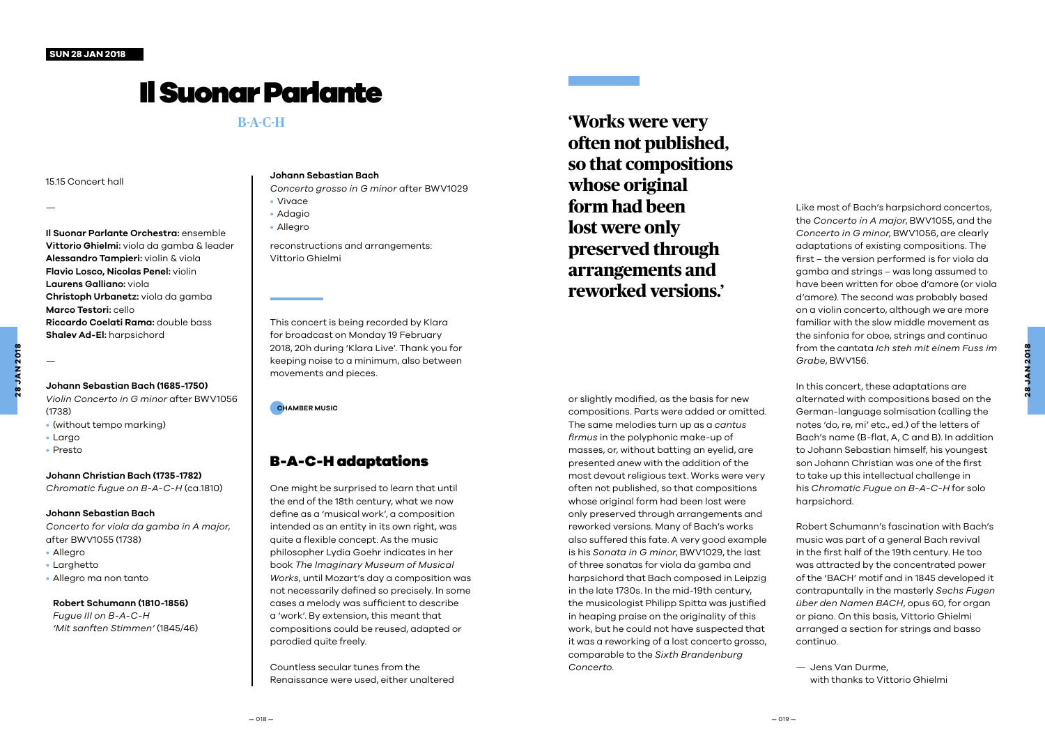SUN 28 JAN 2018

# Il Suonar Parlante

## B-A-C-H

15.15 Concert hall

—

**Il Suonar Parlante Orchestra:** ensemble
**Vittorio Ghielmi:** viola da gamba & leader
**Alessandro Tampieri:** violin & viola
**Flavio Losco, Nicolas Penel:** violin
**Laurens Galliano:** viola
**Christoph Urbanetz:** viola da gamba
**Marco Testori:** cello
**Riccardo Coelati Rama:** double bass
**Shalev Ad-El:** harpsichord

—

**Johann Sebastian Bach (1685-1750)**
*Violin Concerto in G minor* after BWV1056 (1738)

- (without tempo marking)
- Largo
- Presto

**Johann Christian Bach (1735-1782)**
*Chromatic fugue on B-A-C-H* (ca.1810)

**Johann Sebastian Bach**
*Concerto for viola da gamba in A major*, after BWV1055 (1738)

- Allegro
- Larghetto
- Allegro ma non tanto

**Robert Schumann (1810-1856)**
*Fugue III on B-A-C-H*
*'Mit sanften Stimmen'* (1845/46)

**Johann Sebastian Bach**
*Concerto grosso in G minor* after BWV1029

- Vivace
- Adagio
- Allegro

reconstructions and arrangements: Vittorio Ghielmi

This concert is being recorded by Klara for broadcast on Monday 19 February 2018, 20h during 'Klara Live'. Thank you for keeping noise to a minimum, also between movements and pieces.

CHAMBER MUSIC

## B-A-C-H adaptations

One might be surprised to learn that until the end of the 18th century, what we now define as a 'musical work', a composition intended as an entity in its own right, was quite a flexible concept. As the music philosopher Lydia Goehr indicates in her book *The Imaginary Museum of Musical Works*, until Mozart's day a composition was not necessarily defined so precisely. In some cases a melody was sufficient to describe a 'work'. By extension, this meant that compositions could be reused, adapted or parodied quite freely.

Countless secular tunes from the Renaissance were used, either unaltered or slightly modified, as the basis for new compositions. Parts were added or omitted. The same melodies turn up as a *cantus firmus* in the polyphonic make-up of masses, or, without batting an eyelid, are presented anew with the addition of the most devout religious text. Works were very often not published, so that compositions whose original form had been lost were only preserved through arrangements and reworked versions. Many of Bach's works also suffered this fate. A very good example is his *Sonata in G minor*, BWV1029, the last of three sonatas for viola da gamba and harpsichord that Bach composed in Leipzig in the late 1730s. In the mid-19th century, the musicologist Philipp Spitta was justified in heaping praise on the originality of this work, but he could not have suspected that it was a reworking of a lost concerto grosso, comparable to the *Sixth Brandenburg Concerto*.

> **'Works were very often not published, so that compositions whose original form had been lost were only preserved through arrangements and reworked versions.'**

Like most of Bach's harpsichord concertos, the *Concerto in A major*, BWV1055, and the *Concerto in G minor*, BWV1056, are clearly adaptations of existing compositions. The first – the version performed is for viola da gamba and strings – was long assumed to have been written for oboe d'amore (or viola d'amore). The second was probably based on a violin concerto, although we are more familiar with the slow middle movement as the sinfonia for oboe, strings and continuo from the cantata *Ich steh mit einem Fuss im Grabe*, BWV156.

In this concert, these adaptations are alternated with compositions based on the German-language solmisation (calling the notes 'do, re, mi' etc., ed.) of the letters of Bach's name (B-flat, A, C and B). In addition to Johann Sebastian himself, his youngest son Johann Christian was one of the first to take up this intellectual challenge in his *Chromatic Fugue on B-A-C-H* for solo harpsichord.

Robert Schumann's fascination with Bach's music was part of a general Bach revival in the first half of the 19th century. He too was attracted by the concentrated power of the 'BACH' motif and in 1845 developed it contrapuntally in the masterly *Sechs Fugen über den Namen BACH*, opus 60, for organ or piano. On this basis, Vittorio Ghielmi arranged a section for strings and basso continuo.

— Jens Van Durme,
with thanks to Vittorio Ghielmi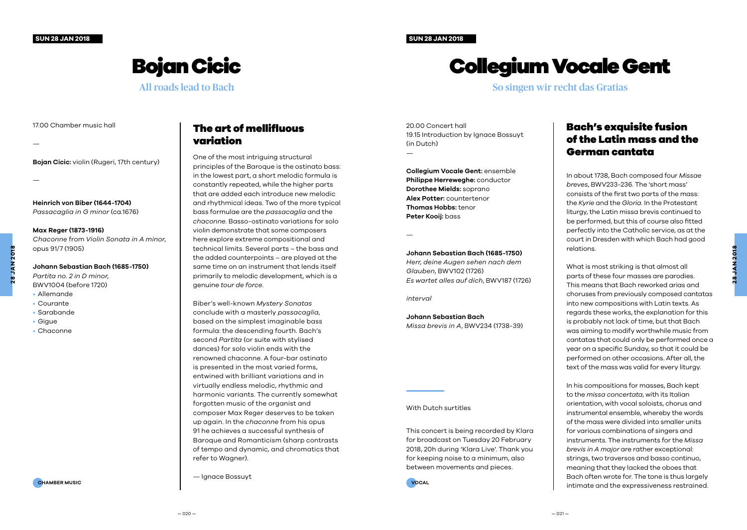# Bojan Cicic

## All roads lead to Bach

17.00 Chamber music hall

—

**Bojan Cicic:** violin (Rugeri, 17th century)

—

**Heinrich von Biber (1644-1704)**
*Passacaglia in G minor* (ca.1676)

**Max Reger (1873-1916)**
*Chaconne* from *Violin Sonata in A minor*, opus 91/7 (1905)

**Johann Sebastian Bach (1685-1750)**
*Partita no. 2 in D minor*, BWV1004 (before 1720)

- Allemande
- Courante
- Sarabande
- Gigue
- Chaconne

CHAMBER MUSIC

### The art of mellifluous variation

One of the most intriguing structural principles of the Baroque is the ostinato bass: in the lowest part, a short melodic formula is constantly repeated, while the higher parts that are added each introduce new melodic and rhythmical ideas. Two of the more typical bass formulae are the *passacaglia* and the *chaconne*. Basso-ostinato variations for solo violin demonstrate that some composers here explore extreme compositional and technical limits. Several parts – the bass and the added counterpoints – are played at the same time on an instrument that lends itself primarily to melodic development, which is a genuine *tour de force*.

Biber's well-known *Mystery Sonatas* conclude with a masterly *passacaglia*, based on the simplest imaginable bass formula: the descending fourth. Bach's second *Partita* (or suite with stylised dances) for solo violin ends with the renowned chaconne. A four-bar ostinato is presented in the most varied forms, entwined with brilliant variations and in virtually endless melodic, rhythmic and harmonic variants. The currently somewhat forgotten music of the organist and composer Max Reger deserves to be taken up again. In the *chaconne* from his opus 91 he achieves a successful synthesis of Baroque and Romanticism (sharp contrasts of tempo and dynamic, and chromatics that refer to Wagner).

— Ignace Bossuyt

# Collegium Vocale Gent

## So singen wir recht das Gratias

20.00 Concert hall
19.15 Introduction by Ignace Bossuyt (in Dutch)

—

**Collegium Vocale Gent:** ensemble
**Philippe Herreweghe:** conductor
**Dorothee Mields:** soprano
**Alex Potter:** countertenor
**Thomas Hobbs:** tenor
**Peter Kooij:** bass

—

**Johann Sebastian Bach (1685-1750)**
*Herr, deine Augen sehen nach dem Glauben*, BWV102 (1726)
*Es wartet alles auf dich*, BWV187 (1726)

*interval*

**Johann Sebastian Bach**
*Missa brevis in A*, BWV234 (1738-39)

With Dutch surtitles

This concert is being recorded by Klara for broadcast on Tuesday 20 February 2018, 20h during 'Klara Live'. Thank you for keeping noise to a minimum, also between movements and pieces.

VOCAL

### Bach's exquisite fusion of the Latin mass and the German cantata

In about 1738, Bach composed four *Missae breves*, BWV233-236. The 'short mass' consists of the first two parts of the mass: the *Kyrie* and the *Gloria*. In the Protestant liturgy, the Latin missa brevis continued to be performed, but this of course also fitted perfectly into the Catholic service, as at the court in Dresden with which Bach had good relations.

What is most striking is that almost all parts of these four masses are parodies. This means that Bach reworked arias and choruses from previously composed cantatas into new compositions with Latin texts. As regards these works, the explanation for this is probably not lack of time, but that Bach was aiming to modify worthwhile music from cantatas that could only be performed once a year on a specific Sunday, so that it could be performed on other occasions. After all, the text of the mass was valid for every liturgy.

In his compositions for masses, Bach kept to the *missa concertata*, with its Italian orientation, with vocal soloists, chorus and instrumental ensemble, whereby the words of the mass were divided into smaller units for various combinations of singers and instruments. The instruments for the *Missa brevis in A major* are rather exceptional: strings, two traversos and basso continuo, meaning that they lacked the oboes that Bach often wrote for. The tone is thus largely intimate and the expressiveness restrained.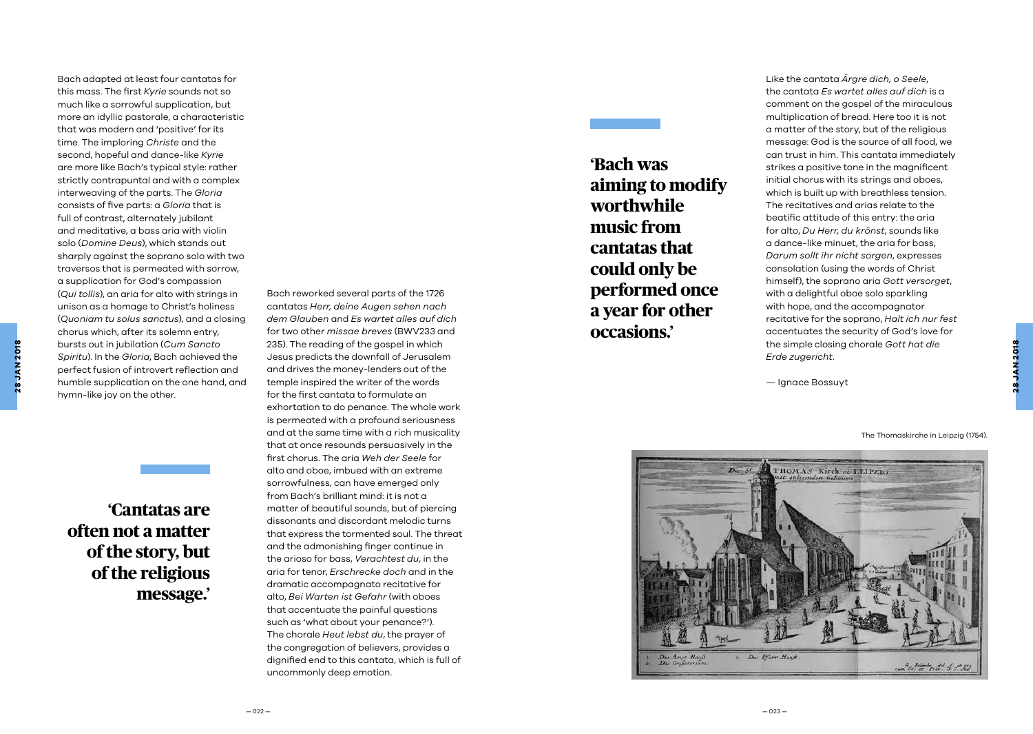Bach adapted at least four cantatas for this mass. The first *Kyrie* sounds not so much like a sorrowful supplication, but more an idyllic pastorale, a characteristic that was modern and 'positive' for its time. The imploring *Christe* and the second, hopeful and dance-like *Kyrie* are more like Bach's typical style: rather strictly contrapuntal and with a complex interweaving of the parts. The *Gloria* consists of five parts: a *Gloria* that is full of contrast, alternately jubilant and meditative, a bass aria with violin solo (*Domine Deus*), which stands out sharply against the soprano solo with two traversos that is permeated with sorrow, a supplication for God's compassion (*Qui tollis*), an aria for alto with strings in unison as a homage to Christ's holiness (*Quoniam tu solus sanctus*), and a closing chorus which, after its solemn entry, bursts out in jubilation (*Cum Sancto Spiritu*). In the *Gloria*, Bach achieved the perfect fusion of introvert reflection and humble supplication on the one hand, and hymn-like joy on the other.

**'Cantatas are often not a matter of the story, but of the religious message.'**

Bach reworked several parts of the 1726 cantatas *Herr, deine Augen sehen nach dem Glauben* and *Es wartet alles auf dich* for two other *missae breves* (BWV233 and 235). The reading of the gospel in which Jesus predicts the downfall of Jerusalem and drives the money-lenders out of the temple inspired the writer of the words for the first cantata to formulate an exhortation to do penance. The whole work is permeated with a profound seriousness and at the same time with a rich musicality that at once resounds persuasively in the first chorus. The aria *Weh der Seele* for alto and oboe, imbued with an extreme sorrowfulness, can have emerged only from Bach's brilliant mind: it is not a matter of beautiful sounds, but of piercing dissonants and discordant melodic turns that express the tormented soul. The threat and the admonishing finger continue in the arioso for bass, *Verachtest du*, in the aria for tenor, *Erschrecke doch* and in the dramatic accompagnato recitative for alto, *Bei Warten ist Gefahr* (with oboes that accentuate the painful questions such as 'what about your penance?'). The chorale *Heut lebst du*, the prayer of the congregation of believers, provides a dignified end to this cantata, which is full of uncommonly deep emotion.

**'Bach was aiming to modify worthwhile music from cantatas that could only be performed once a year for other occasions.'**

Like the cantata *Ärgre dich, o Seele*, the cantata *Es wartet alles auf dich* is a comment on the gospel of the miraculous multiplication of bread. Here too it is not a matter of the story, but of the religious message: God is the source of all food, we can trust in him. This cantata immediately strikes a positive tone in the magnificent initial chorus with its strings and oboes, which is built up with breathless tension. The recitatives and arias relate to the beatific attitude of this entry: the aria for alto, *Du Herr, du krönst*, sounds like a dance-like minuet, the aria for bass, *Darum sollt ihr nicht sorgen*, expresses consolation (using the words of Christ himself), the soprano aria *Gott versorget*, with a delightful oboe solo sparkling with hope, and the accompagnator recitative for the soprano, *Halt ich nur fest* accentuates the security of God's love for the simple closing chorale *Gott hat die Erde zugericht*.

— Ignace Bossuyt

The Thomaskirche in Leipzig (1754).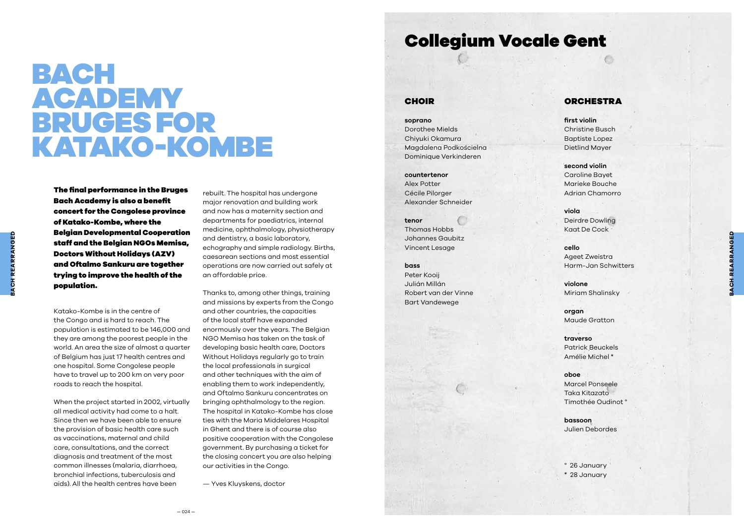# BACH ACADEMY BRUGES FOR KATAKO-KOMBE

**The final performance in the Bruges Bach Academy is also a benefit concert for the Congolese province of Katako-Kombe, where the Belgian Developmental Cooperation staff and the Belgian NGOs Memisa, Doctors Without Holidays (AZV) and Oftalmo Sankuru are together trying to improve the health of the population.**

Katako-Kombe is in the centre of the Congo and is hard to reach. The population is estimated to be 146,000 and they are among the poorest people in the world. An area the size of almost a quarter of Belgium has just 17 health centres and one hospital. Some Congolese people have to travel up to 200 km on very poor roads to reach the hospital.

When the project started in 2002, virtually all medical activity had come to a halt. Since then we have been able to ensure the provision of basic health care such as vaccinations, maternal and child care, consultations, and the correct diagnosis and treatment of the most common illnesses (malaria, diarrhoea, bronchial infections, tuberculosis and aids). All the health centres have been rebuilt. The hospital has undergone major renovation and building work and now has a maternity section and departments for paediatrics, internal medicine, ophthalmology, physiotherapy and dentistry, a basic laboratory, echography and simple radiology. Births, caesarean sections and most essential operations are now carried out safely at an affordable price.

Thanks to, among other things, training and missions by experts from the Congo and other countries, the capacities of the local staff have expanded enormously over the years. The Belgian NGO Memisa has taken on the task of developing basic health care, Doctors Without Holidays regularly go to train the local professionals in surgical and other techniques with the aim of enabling them to work independently, and Oftalmo Sankuru concentrates on bringing ophthalmology to the region. The hospital in Katako-Kombe has close ties with the Maria Middelares Hospital in Ghent and there is of course also positive cooperation with the Congolese government. By purchasing a ticket for the closing concert you are also helping our activities in the Congo.

— Yves Kluyskens, doctor

# Collegium Vocale Gent

## CHOIR

**soprano**
Dorothee Mields
Chiyuki Okamura
Magdalena Podkościelna
Dominique Verkinderen

**countertenor**
Alex Potter
Cécile Pilorger
Alexander Schneider

**tenor**
Thomas Hobbs
Johannes Gaubitz
Vincent Lesage

**bass**
Peter Kooij
Julián Millán
Robert van der Vinne
Bart Vandewege

## ORCHESTRA

**first violin**
Christine Busch
Baptiste Lopez
Dietlind Mayer

**second violin**
Caroline Bayet
Marieke Bouche
Adrian Chamorro

**viola**
Deirdre Dowling
Kaat De Cock

**cello**
Ageet Zweistra
Harm-Jan Schwitters

**violone**
Miriam Shalinsky

**organ**
Maude Gratton

**traverso**
Patrick Beuckels
Amélie Michel *

**oboe**
Marcel Ponseele
Taka Kitazato
Timothée Oudinot °

**bassoon**
Julien Debordes

° 26 January
* 28 January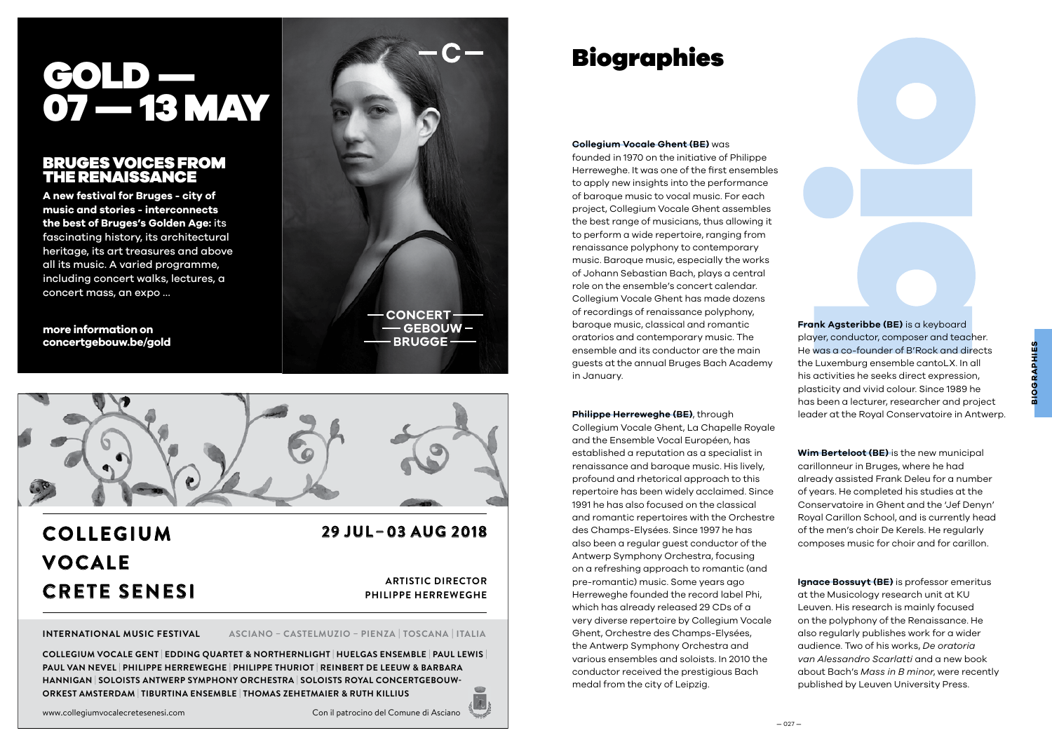# GOLD — 07 — 13 MAY

## BRUGES VOICES FROM THE RENAISSANCE

**A new festival for Bruges - city of music and stories - interconnects the best of Bruges's Golden Age:** its fascinating history, its architectural heritage, its art treasures and above all its music. A varied programme, including concert walks, lectures, a concert mass, an expo ...

**more information on concertgebouw.be/gold**

CONCERT GEBOUW BRUGGE

**COLLEGIUM VOCALE CRETE SENESI**

**29 JUL – 03 AUG 2018**

**ARTISTIC DIRECTOR PHILIPPE HERREWEGHE**

**INTERNATIONAL MUSIC FESTIVAL** ASCIANO – CASTELMUZIO – PIENZA | TOSCANA | ITALIA

**COLLEGIUM VOCALE GENT | EDDING QUARTET & NORTHERNLIGHT | HUELGAS ENSEMBLE | PAUL LEWIS | PAUL VAN NEVEL | PHILIPPE HERREWEGHE | PHILIPPE THURIOT | REINBERT DE LEEUW & BARBARA HANNIGAN | SOLOISTS ANTWERP SYMPHONY ORCHESTRA | SOLOISTS ROYAL CONCERTGEBOUW-ORKEST AMSTERDAM | TIBURTINA ENSEMBLE | THOMAS ZEHETMAIER & RUTH KILLIUS**

www.collegiumvocalecretesenesi.com — Con il patrocino del Comune di Asciano

# Biographies

**Collegium Vocale Ghent (BE)** was founded in 1970 on the initiative of Philippe Herreweghe. It was one of the first ensembles to apply new insights into the performance of baroque music to vocal music. For each project, Collegium Vocale Ghent assembles the best range of musicians, thus allowing it to perform a wide repertoire, ranging from renaissance polyphony to contemporary music. Baroque music, especially the works of Johann Sebastian Bach, plays a central role on the ensemble's concert calendar. Collegium Vocale Ghent has made dozens of recordings of renaissance polyphony, baroque music, classical and romantic oratorios and contemporary music. The ensemble and its conductor are the main guests at the annual Bruges Bach Academy in January.

**Philippe Herreweghe (BE)**, through Collegium Vocale Ghent, La Chapelle Royale and the Ensemble Vocal Européen, has established a reputation as a specialist in renaissance and baroque music. His lively, profound and rhetorical approach to this repertoire has been widely acclaimed. Since 1991 he has also focused on the classical and romantic repertoires with the Orchestre des Champs-Elysées. Since 1997 he has also been a regular guest conductor of the Antwerp Symphony Orchestra, focusing on a refreshing approach to romantic (and pre-romantic) music. Some years ago Herreweghe founded the record label Phi, which has already released 29 CDs of a very diverse repertoire by Collegium Vocale Ghent, Orchestre des Champs-Elysées, the Antwerp Symphony Orchestra and various ensembles and soloists. In 2010 the conductor received the prestigious Bach medal from the city of Leipzig.

**Frank Agsteribbe (BE)** is a keyboard player, conductor, composer and teacher. He was a co-founder of B'Rock and directs the Luxemburg ensemble cantoLX. In all his activities he seeks direct expression, plasticity and vivid colour. Since 1989 he has been a lecturer, researcher and project leader at the Royal Conservatoire in Antwerp.

**Wim Berteloot (BE)** is the new municipal carillonneur in Bruges, where he had already assisted Frank Deleu for a number of years. He completed his studies at the Conservatoire in Ghent and the 'Jef Denyn' Royal Carillon School, and is currently head of the men's choir De Kerels. He regularly composes music for choir and for carillon.

**Ignace Bossuyt (BE)** is professor emeritus at the Musicology research unit at KU Leuven. His research is mainly focused on the polyphony of the Renaissance. He also regularly publishes work for a wider audience. Two of his works, *De oratoria van Alessandro Scarlatti* and a new book about Bach's *Mass in B minor*, were recently published by Leuven University Press.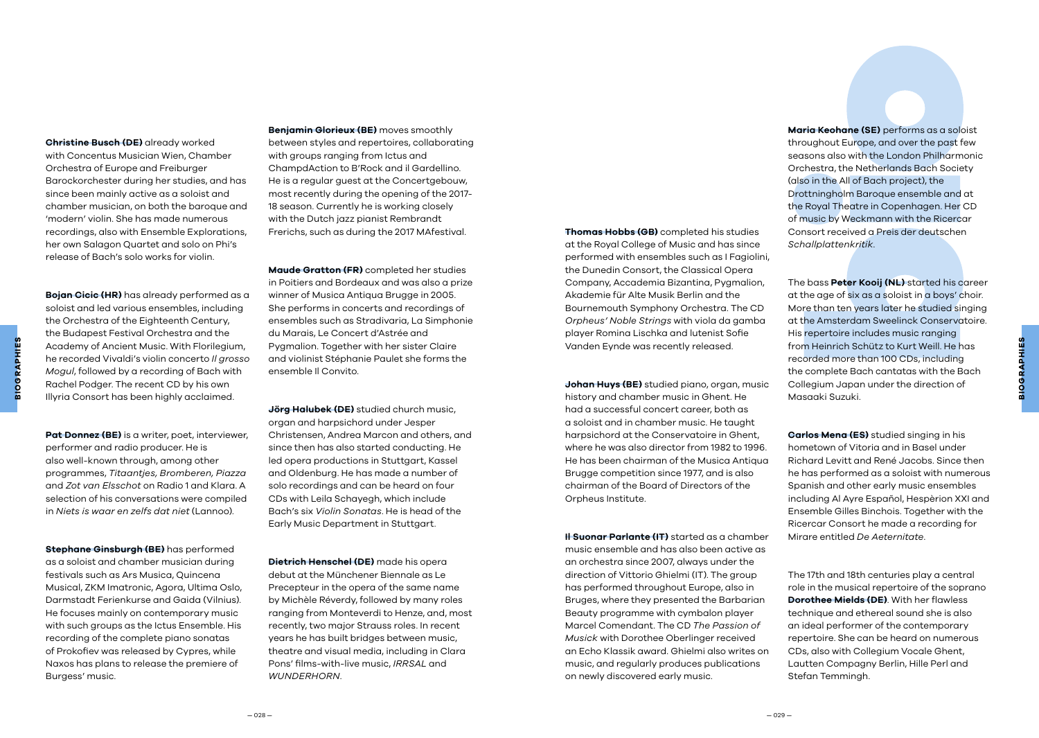**Christine Busch (DE)** already worked with Concentus Musician Wien, Chamber Orchestra of Europe and Freiburger Barockorchester during her studies, and has since been mainly active as a soloist and chamber musician, on both the baroque and 'modern' violin. She has made numerous recordings, also with Ensemble Explorations, her own Salagon Quartet and solo on Phi's release of Bach's solo works for violin.

**Bojan Cicic (HR)** has already performed as a soloist and led various ensembles, including the Orchestra of the Eighteenth Century, the Budapest Festival Orchestra and the Academy of Ancient Music. With Florilegium, he recorded Vivaldi's violin concerto *Il grosso Mogul*, followed by a recording of Bach with Rachel Podger. The recent CD by his own Illyria Consort has been highly acclaimed.

**Pat Donnez (BE)** is a writer, poet, interviewer, performer and radio producer. He is also well-known through, among other programmes, *Titaantjes, Bromberen, Piazza* and *Zot van Elsschot* on Radio 1 and Klara. A selection of his conversations were compiled in *Niets is waar en zelfs dat niet* (Lannoo).

**Stephane Ginsburgh (BE)** has performed as a soloist and chamber musician during festivals such as Ars Musica, Quincena Musical, ZKM Imatronic, Agora, Ultima Oslo, Darmstadt Ferienkurse and Gaida (Vilnius). He focuses mainly on contemporary music with such groups as the Ictus Ensemble. His recording of the complete piano sonatas of Prokofiev was released by Cypres, while Naxos has plans to release the premiere of Burgess' music.

**Benjamin Glorieux (BE)** moves smoothly between styles and repertoires, collaborating with groups ranging from Ictus and ChampdAction to B'Rock and il Gardellino. He is a regular guest at the Concertgebouw, most recently during the opening of the 2017-18 season. Currently he is working closely with the Dutch jazz pianist Rembrandt Frerichs, such as during the 2017 MAfestival.

**Maude Gratton (FR)** completed her studies in Poitiers and Bordeaux and was also a prize winner of Musica Antiqua Brugge in 2005. She performs in concerts and recordings of ensembles such as Stradivaria, La Simphonie du Marais, Le Concert d'Astrée and Pygmalion. Together with her sister Claire and violinist Stéphanie Paulet she forms the ensemble Il Convito.

**Jörg Halubek (DE)** studied church music, organ and harpsichord under Jesper Christensen, Andrea Marcon and others, and since then has also started conducting. He led opera productions in Stuttgart, Kassel and Oldenburg. He has made a number of solo recordings and can be heard on four CDs with Leila Schayegh, which include Bach's six *Violin Sonatas*. He is head of the Early Music Department in Stuttgart.

**Dietrich Henschel (DE)** made his opera debut at the Münchener Biennale as Le Precepteur in the opera of the same name by Michèle Réverdy, followed by many roles ranging from Monteverdi to Henze, and, most recently, two major Strauss roles. In recent years he has built bridges between music, theatre and visual media, including in Clara Pons' films-with-live music, *IRRSAL* and *WUNDERHORN*.

**Thomas Hobbs (GB)** completed his studies at the Royal College of Music and has since performed with ensembles such as I Fagiolini, the Dunedin Consort, the Classical Opera Company, Accademia Bizantina, Pygmalion, Akademie für Alte Musik Berlin and the Bournemouth Symphony Orchestra. The CD *Orpheus' Noble Strings* with viola da gamba player Romina Lischka and lutenist Sofie Vanden Eynde was recently released.

**Johan Huys (BE)** studied piano, organ, music history and chamber music in Ghent. He had a successful concert career, both as a soloist and in chamber music. He taught harpsichord at the Conservatoire in Ghent, where he was also director from 1982 to 1996. He has been chairman of the Musica Antiqua Brugge competition since 1977, and is also chairman of the Board of Directors of the Orpheus Institute.

**Il Suonar Parlante (IT)** started as a chamber music ensemble and has also been active as an orchestra since 2007, always under the direction of Vittorio Ghielmi (IT). The group has performed throughout Europe, also in Bruges, where they presented the Barbarian Beauty programme with cymbalon player Marcel Comendant. The CD *The Passion of Musick* with Dorothee Oberlinger received an Echo Klassik award. Ghielmi also writes on music, and regularly produces publications on newly discovered early music.

**Maria Keohane (SE)** performs as a soloist throughout Europe, and over the past few seasons also with the London Philharmonic Orchestra, the Netherlands Bach Society (also in the All of Bach project), the Drottningholm Baroque ensemble and at the Royal Theatre in Copenhagen. Her CD of music by Weckmann with the Ricercar Consort received a Preis der deutschen *Schallplattenkritik*.

The bass **Peter Kooij (NL)** started his career at the age of six as a soloist in a boys' choir. More than ten years later he studied singing at the Amsterdam Sweelinck Conservatoire. His repertoire includes music ranging from Heinrich Schütz to Kurt Weill. He has recorded more than 100 CDs, including the complete Bach cantatas with the Bach Collegium Japan under the direction of Masaaki Suzuki.

**Carlos Mena (ES)** studied singing in his hometown of Vitoria and in Basel under Richard Levitt and René Jacobs. Since then he has performed as a soloist with numerous Spanish and other early music ensembles including Al Ayre Español, Hespèrion XXI and Ensemble Gilles Binchois. Together with the Ricercar Consort he made a recording for Mirare entitled *De Aeternitate*.

The 17th and 18th centuries play a central role in the musical repertoire of the soprano **Dorothee Mields (DE)**. With her flawless technique and ethereal sound she is also an ideal performer of the contemporary repertoire. She can be heard on numerous CDs, also with Collegium Vocale Ghent, Lautten Compagny Berlin, Hille Perl and Stefan Temmingh.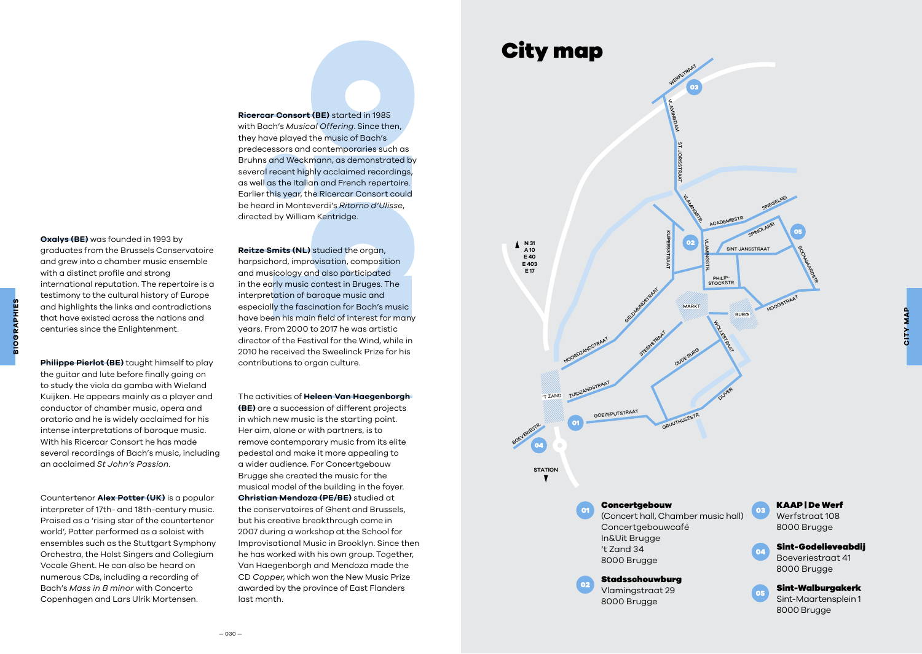**Oxalys (BE)** was founded in 1993 by graduates from the Brussels Conservatoire and grew into a chamber music ensemble with a distinct profile and strong international reputation. The repertoire is a testimony to the cultural history of Europe and highlights the links and contradictions that have existed across the nations and centuries since the Enlightenment.

**Philippe Pierlot (BE)** taught himself to play the guitar and lute before finally going on to study the viola da gamba with Wieland Kuijken. He appears mainly as a player and conductor of chamber music, opera and oratorio and he is widely acclaimed for his intense interpretations of baroque music. With his Ricercar Consort he has made several recordings of Bach's music, including an acclaimed *St John's Passion*.

Countertenor **Alex Potter (UK)** is a popular interpreter of 17th- and 18th-century music. Praised as a 'rising star of the countertenor world', Potter performed as a soloist with ensembles such as the Stuttgart Symphony Orchestra, the Holst Singers and Collegium Vocale Ghent. He can also be heard on numerous CDs, including a recording of Bach's *Mass in B minor* with Concerto Copenhagen and Lars Ulrik Mortensen.

**Ricercar Consort (BE)** started in 1985 with Bach's *Musical Offering*. Since then, they have played the music of Bach's predecessors and contemporaries such as Bruhns and Weckmann, as demonstrated by several recent highly acclaimed recordings, as well as the Italian and French repertoire. Earlier this year, the Ricercar Consort could be heard in Monteverdi's *Ritorno d'Ulisse*, directed by William Kentridge.

**Reitze Smits (NL)** studied the organ, harpsichord, improvisation, composition and musicology and also participated in the early music contest in Bruges. The interpretation of baroque music and especially the fascination for Bach's music have been his main field of interest for many years. From 2000 to 2017 he was artistic director of the Festival for the Wind, while in 2010 he received the Sweelinck Prize for his contributions to organ culture.

The activities of **Heleen Van Haegenborgh (BE)** are a succession of different projects in which new music is the starting point. Her aim, alone or with partners, is to remove contemporary music from its elite pedestal and make it more appealing to a wider audience. For Concertgebouw Brugge she created the music for the musical model of the building in the foyer. **Christian Mendoza (PE/BE)** studied at the conservatoires of Ghent and Brussels, but his creative breakthrough came in 2007 during a workshop at the School for Improvisational Music in Brooklyn. Since then he has worked with his own group. Together, Van Haegenborgh and Mendoza made the CD *Copper*, which won the New Music Prize awarded by the province of East Flanders last month.

# City map

N 31
A 10
E 40
E 403
E 17

STATION

**01 Concertgebouw**
(Concert hall, Chamber music hall)
Concertgebouwcafé
In&Uit Brugge
't Zand 34
8000 Brugge

**02 Stadsschouwburg**
Vlamingstraat 29
8000 Brugge

**03 KAAP | De Werf**
Werfstraat 108
8000 Brugge

**04 Sint-Godelieveabdij**
Boeveriestraat 41
8000 Brugge

**05 Sint-Walburgakerk**
Sint-Maartensplein 1
8000 Brugge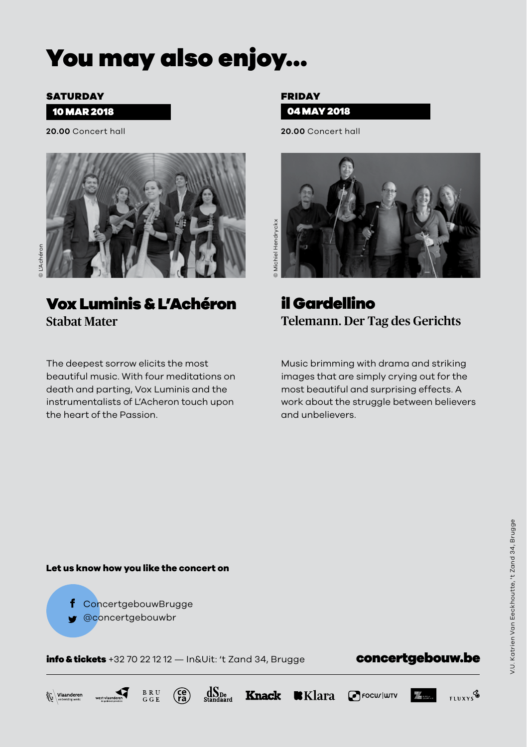# You may also enjoy...

**SATURDAY**

**10 MAR 2018**

**20.00** Concert hall

© L'Achéron

## Vox Luminis & L'Achéron

### Stabat Mater

The deepest sorrow elicits the most beautiful music. With four meditations on death and parting, Vox Luminis and the instrumentalists of L'Acheron touch upon the heart of the Passion.

**FRIDAY**

**04 MAY 2018**

**20.00** Concert hall

© Michiel Hendryckx

## il Gardellino

### Telemann. Der Tag des Gerichts

Music brimming with drama and striking images that are simply crying out for the most beautiful and surprising effects. A work about the struggle between believers and unbelievers.

**Let us know how you like the concert on**

ConcertgebouwBrugge

@concertgebouwbr

**info & tickets** +32 70 22 12 12 — In&Uit: 't Zand 34, Brugge

**concertgebouw.be**

V.U. Katrien Van Eeckhoutte, 't Zand 34, Brugge